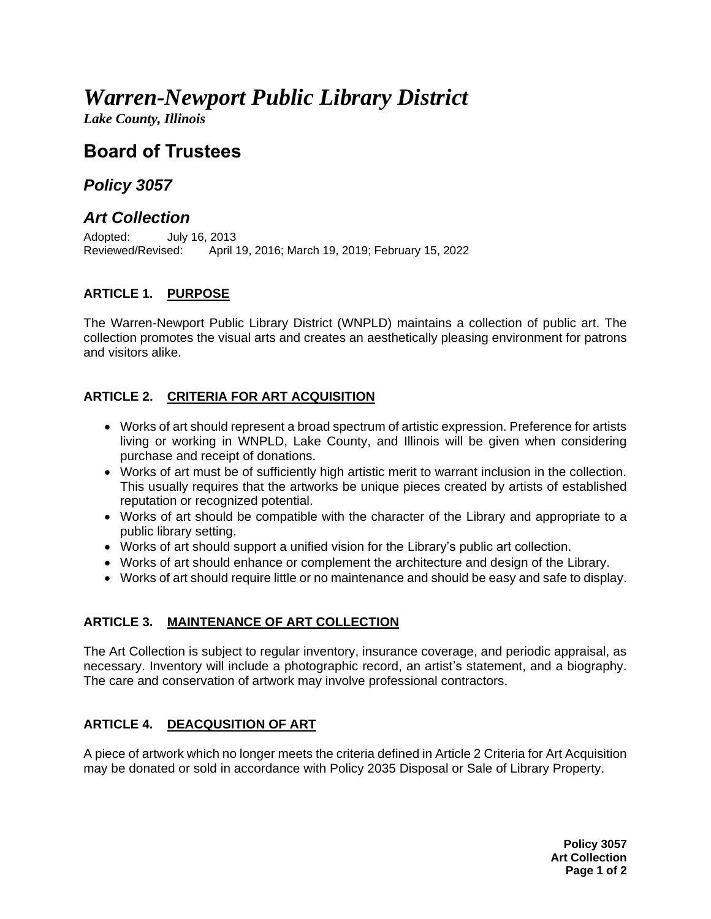# *Warren-Newport Public Library District*

***Lake County, Illinois***

## Board of Trustees

### *Policy 3057*

### *Art Collection*

Adopted: July 16, 2013
Reviewed/Revised: April 19, 2016; March 19, 2019; February 15, 2022

#### ARTICLE 1. PURPOSE

The Warren-Newport Public Library District (WNPLD) maintains a collection of public art. The collection promotes the visual arts and creates an aesthetically pleasing environment for patrons and visitors alike.

#### ARTICLE 2. CRITERIA FOR ART ACQUISITION

- Works of art should represent a broad spectrum of artistic expression. Preference for artists living or working in WNPLD, Lake County, and Illinois will be given when considering purchase and receipt of donations.
- Works of art must be of sufficiently high artistic merit to warrant inclusion in the collection. This usually requires that the artworks be unique pieces created by artists of established reputation or recognized potential.
- Works of art should be compatible with the character of the Library and appropriate to a public library setting.
- Works of art should support a unified vision for the Library's public art collection.
- Works of art should enhance or complement the architecture and design of the Library.
- Works of art should require little or no maintenance and should be easy and safe to display.

#### ARTICLE 3. MAINTENANCE OF ART COLLECTION

The Art Collection is subject to regular inventory, insurance coverage, and periodic appraisal, as necessary. Inventory will include a photographic record, an artist's statement, and a biography. The care and conservation of artwork may involve professional contractors.

#### ARTICLE 4. DEACQUSITION OF ART

A piece of artwork which no longer meets the criteria defined in Article 2 Criteria for Art Acquisition may be donated or sold in accordance with Policy 2035 Disposal or Sale of Library Property.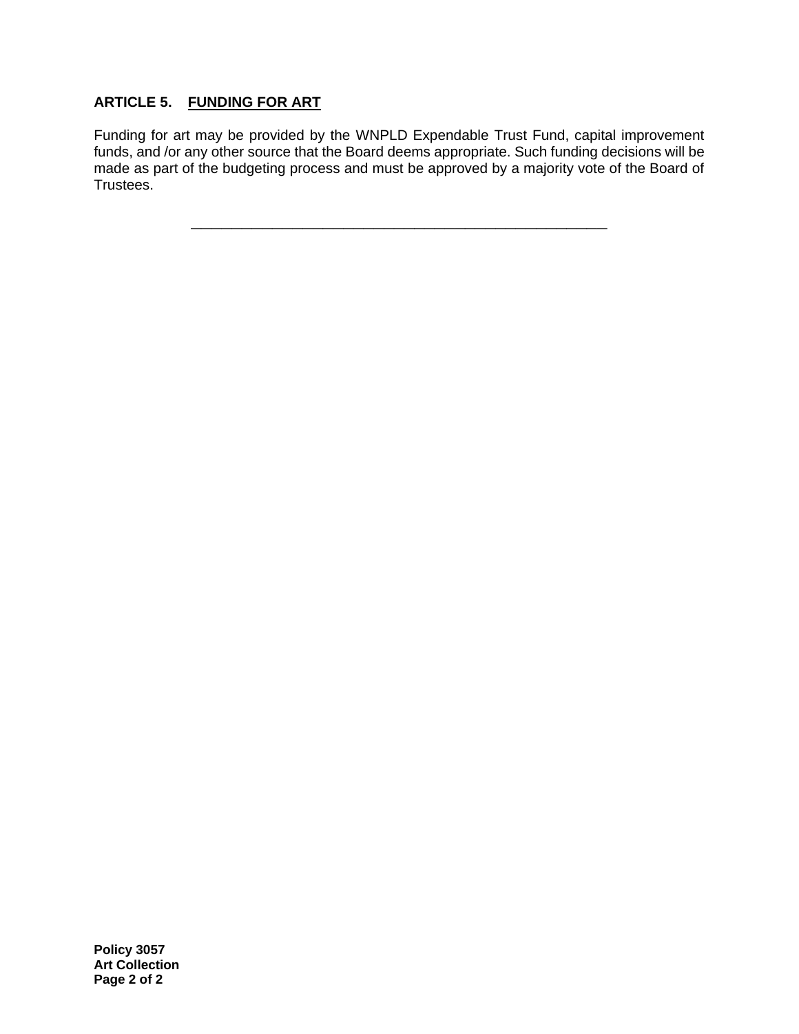## ARTICLE 5. FUNDING FOR ART

Funding for art may be provided by the WNPLD Expendable Trust Fund, capital improvement funds, and /or any other source that the Board deems appropriate. Such funding decisions will be made as part of the budgeting process and must be approved by a majority vote of the Board of Trustees.

---